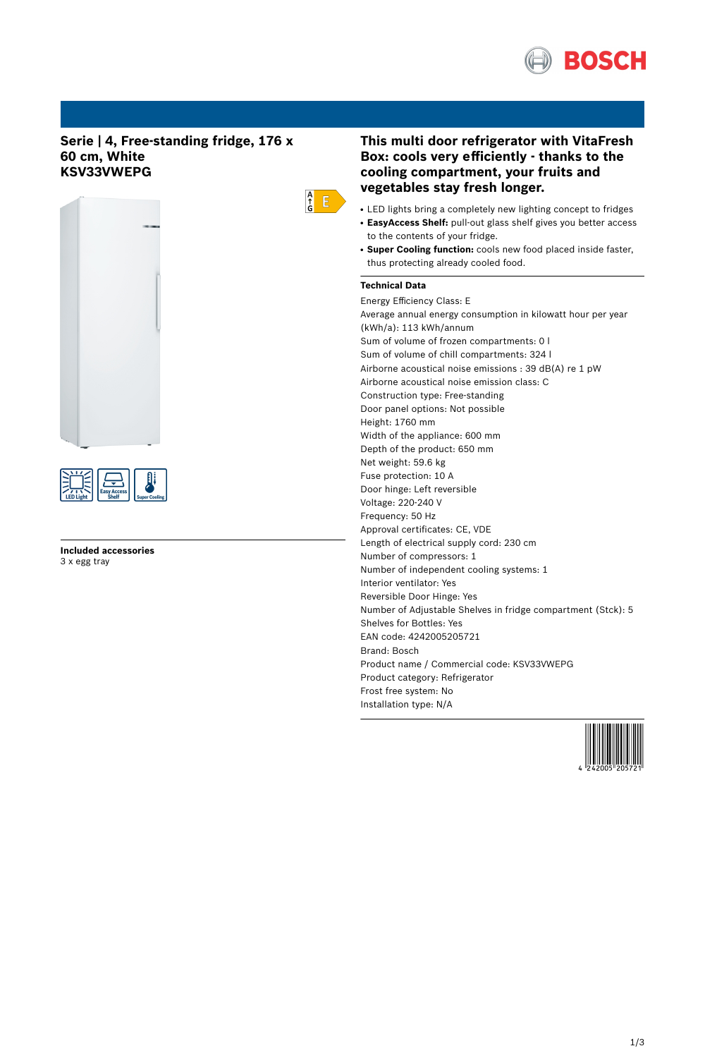## Serie | 4, Free-standing fridge, 176 x 60 cm, White
## KSV33VWEPG

E

LED Light | Easy Access Shelf | Super Cooling

**Included accessories**
3 x egg tray

## This multi door refrigerator with VitaFresh Box: cools very efficiently - thanks to the cooling compartment, your fruits and vegetables stay fresh longer.

- LED lights bring a completely new lighting concept to fridges
- **EasyAccess Shelf:** pull-out glass shelf gives you better access to the contents of your fridge.
- **Super Cooling function:** cools new food placed inside faster, thus protecting already cooled food.

### Technical Data

Energy Efficiency Class: E
Average annual energy consumption in kilowatt hour per year (kWh/a): 113 kWh/annum
Sum of volume of frozen compartments: 0 l
Sum of volume of chill compartments: 324 l
Airborne acoustical noise emissions : 39 dB(A) re 1 pW
Airborne acoustical noise emission class: C
Construction type: Free-standing
Door panel options: Not possible
Height: 1760 mm
Width of the appliance: 600 mm
Depth of the product: 650 mm
Net weight: 59.6 kg
Fuse protection: 10 A
Door hinge: Left reversible
Voltage: 220-240 V
Frequency: 50 Hz
Approval certificates: CE, VDE
Length of electrical supply cord: 230 cm
Number of compressors: 1
Number of independent cooling systems: 1
Interior ventilator: Yes
Reversible Door Hinge: Yes
Number of Adjustable Shelves in fridge compartment (Stck): 5
Shelves for Bottles: Yes
EAN code: 4242005205721
Brand: Bosch
Product name / Commercial code: KSV33VWEPG
Product category: Refrigerator
Frost free system: No
Installation type: N/A

4 242005 205721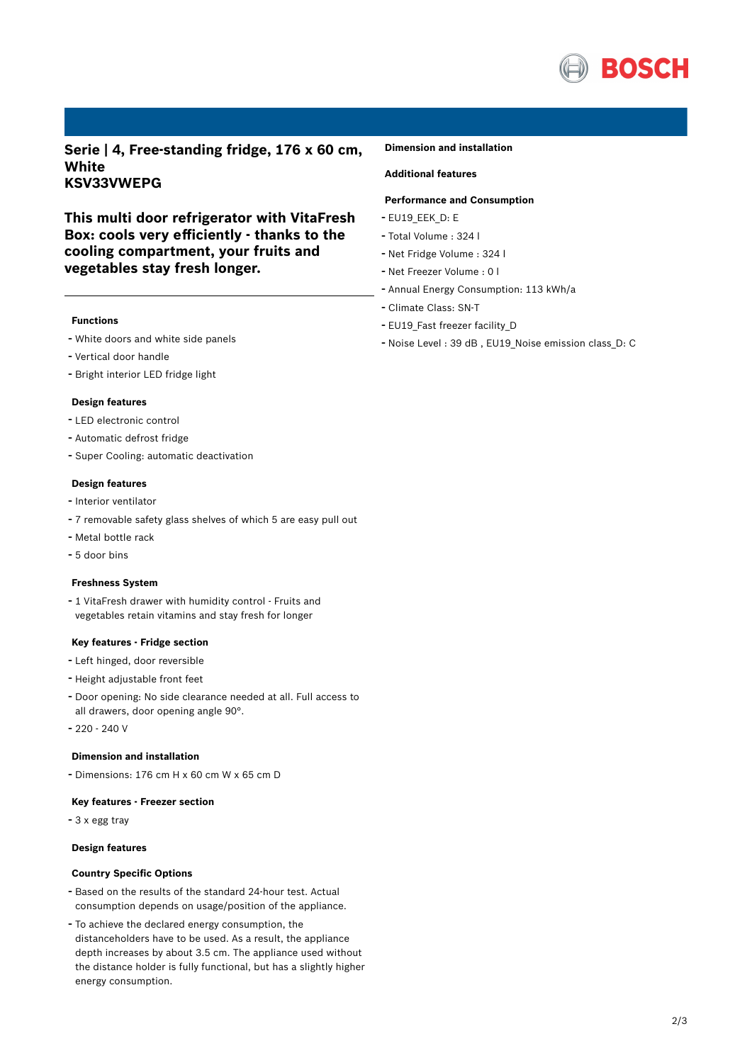## Serie | 4, Free-standing fridge, 176 x 60 cm, White
## KSV33VWEPG

### This multi door refrigerator with VitaFresh Box: cools very efficiently - thanks to the cooling compartment, your fruits and vegetables stay fresh longer.

---

**Functions**

- White doors and white side panels
- Vertical door handle
- Bright interior LED fridge light

**Design features**

- LED electronic control
- Automatic defrost fridge
- Super Cooling: automatic deactivation

**Design features**

- Interior ventilator
- 7 removable safety glass shelves of which 5 are easy pull out
- Metal bottle rack
- 5 door bins

**Freshness System**

- 1 VitaFresh drawer with humidity control - Fruits and vegetables retain vitamins and stay fresh for longer

**Key features - Fridge section**

- Left hinged, door reversible
- Height adjustable front feet
- Door opening: No side clearance needed at all. Full access to all drawers, door opening angle 90°.
- 220 - 240 V

**Dimension and installation**

- Dimensions: 176 cm H x 60 cm W x 65 cm D

**Key features - Freezer section**

- 3 x egg tray

**Design features**

**Country Specific Options**

- Based on the results of the standard 24-hour test. Actual consumption depends on usage/position of the appliance.
- To achieve the declared energy consumption, the distanceholders have to be used. As a result, the appliance depth increases by about 3.5 cm. The appliance used without the distance holder is fully functional, but has a slightly higher energy consumption.

**Dimension and installation**

**Additional features**

**Performance and Consumption**

- EU19_EEK_D: E
- Total Volume : 324 l
- Net Fridge Volume : 324 l
- Net Freezer Volume : 0 l
- Annual Energy Consumption: 113 kWh/a
- Climate Class: SN-T
- EU19_Fast freezer facility_D
- Noise Level : 39 dB , EU19_Noise emission class_D: C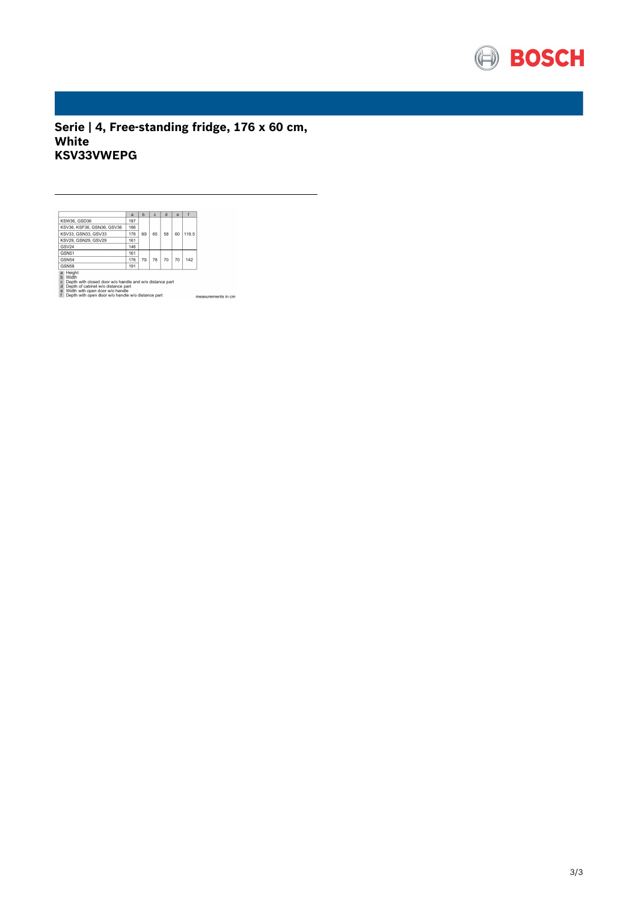# Serie | 4, Free-standing fridge, 176 x 60 cm, White
# KSV33VWEPG

| | a | b | c | d | e | f |
|---|---|---|---|---|---|---|
| KSW36, GSD36 | 187 | | | | | |
| KSV36, KSF36, GSN36, GSV36 | 186 | | | | | |
| KSV33, GSN33, GSV33 | 176 | 60 | 65 | 58 | 60 | 119.5 |
| KSV29, GSN29, GSV29 | 161 | | | | | |
| GSV24 | 146 | | | | | |
| GSN51 | 161 | | | | | |
| GSN54 | 176 | 70 | 78 | 70 | 70 | 142 |
| GSN58 | 191 | | | | | |

a Height
b Width
c Depth with closed door w/o handle and w/o distance part
d Depth of cabinet w/o distance part
e Width with open door w/o handle
f Depth with open door w/o handle w/o distance part

measurements in cm